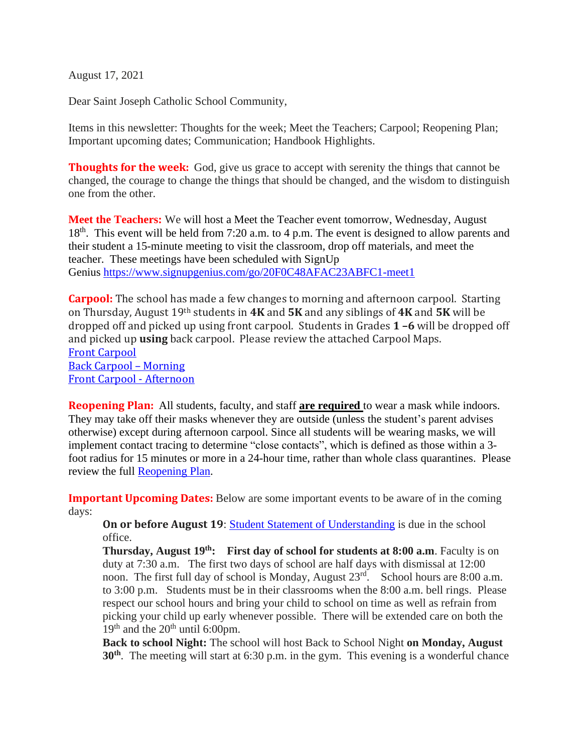August 17, 2021

Dear Saint Joseph Catholic School Community,

Items in this newsletter: Thoughts for the week; Meet the Teachers; Carpool; Reopening Plan; Important upcoming dates; Communication; Handbook Highlights.

**Thoughts for the week:** God, give us grace to accept with serenity the things that cannot be changed, the courage to change the things that should be changed, and the wisdom to distinguish one from the other.

**Meet the Teachers:** We will host a Meet the Teacher event tomorrow, Wednesday, August 18th. This event will be held from 7:20 a.m. to 4 p.m. The event is designed to allow parents and their student a 15-minute meeting to visit the classroom, drop off materials, and meet the teacher. These meetings have been scheduled with SignUp Genius https://www.signupgenius.com/go/20F0C48AFAC23ABFC1-meet1

**Carpool:** The school has made a few changes to morning and afternoon carpool. Starting on Thursday, August 19th students in **4K** and **5K** and any siblings of **4K** and **5K** will be dropped off and picked up using front carpool. Students in Grades **1 –6** will be dropped off and picked up **using** back carpool. Please review the attached Carpool Maps.
Front Carpool
Back Carpool – Morning
Front Carpool - Afternoon

**Reopening Plan:** All students, faculty, and staff **are required** to wear a mask while indoors. They may take off their masks whenever they are outside (unless the student's parent advises otherwise) except during afternoon carpool. Since all students will be wearing masks, we will implement contact tracing to determine "close contacts", which is defined as those within a 3-foot radius for 15 minutes or more in a 24-hour time, rather than whole class quarantines. Please review the full Reopening Plan.

**Important Upcoming Dates:** Below are some important events to be aware of in the coming days:

**On or before August 19**: Student Statement of Understanding is due in the school office.

**Thursday, August 19th: First day of school for students at 8:00 a.m**. Faculty is on duty at 7:30 a.m. The first two days of school are half days with dismissal at 12:00 noon. The first full day of school is Monday, August 23rd. School hours are 8:00 a.m. to 3:00 p.m. Students must be in their classrooms when the 8:00 a.m. bell rings. Please respect our school hours and bring your child to school on time as well as refrain from picking your child up early whenever possible. There will be extended care on both the 19th and the 20th until 6:00pm.

**Back to school Night:** The school will host Back to School Night **on Monday, August 30th**. The meeting will start at 6:30 p.m. in the gym. This evening is a wonderful chance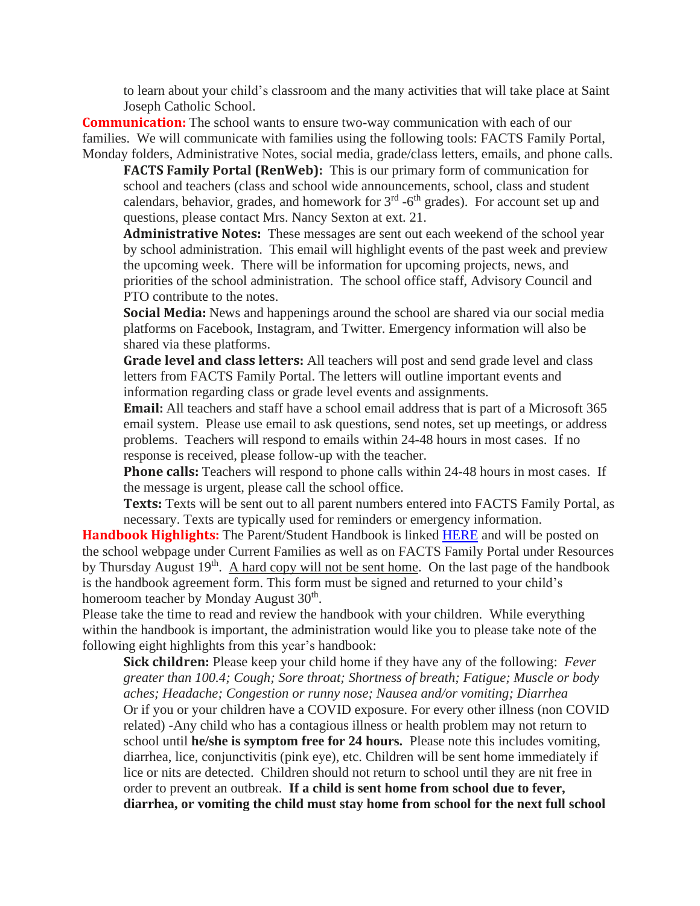to learn about your child's classroom and the many activities that will take place at Saint Joseph Catholic School.

**Communication:** The school wants to ensure two-way communication with each of our families. We will communicate with families using the following tools: FACTS Family Portal, Monday folders, Administrative Notes, social media, grade/class letters, emails, and phone calls.

**FACTS Family Portal (RenWeb):** This is our primary form of communication for school and teachers (class and school wide announcements, school, class and student calendars, behavior, grades, and homework for 3rd -6th grades). For account set up and questions, please contact Mrs. Nancy Sexton at ext. 21.

**Administrative Notes:** These messages are sent out each weekend of the school year by school administration. This email will highlight events of the past week and preview the upcoming week. There will be information for upcoming projects, news, and priorities of the school administration. The school office staff, Advisory Council and PTO contribute to the notes.

**Social Media:** News and happenings around the school are shared via our social media platforms on Facebook, Instagram, and Twitter. Emergency information will also be shared via these platforms.

**Grade level and class letters:** All teachers will post and send grade level and class letters from FACTS Family Portal. The letters will outline important events and information regarding class or grade level events and assignments.

**Email:** All teachers and staff have a school email address that is part of a Microsoft 365 email system. Please use email to ask questions, send notes, set up meetings, or address problems. Teachers will respond to emails within 24-48 hours in most cases. If no response is received, please follow-up with the teacher.

**Phone calls:** Teachers will respond to phone calls within 24-48 hours in most cases. If the message is urgent, please call the school office.

**Texts:** Texts will be sent out to all parent numbers entered into FACTS Family Portal, as necessary. Texts are typically used for reminders or emergency information.

**Handbook Highlights:** The Parent/Student Handbook is linked HERE and will be posted on the school webpage under Current Families as well as on FACTS Family Portal under Resources by Thursday August 19th. A hard copy will not be sent home. On the last page of the handbook is the handbook agreement form. This form must be signed and returned to your child's homeroom teacher by Monday August 30th.

Please take the time to read and review the handbook with your children. While everything within the handbook is important, the administration would like you to please take note of the following eight highlights from this year's handbook:

**Sick children:** Please keep your child home if they have any of the following: *Fever greater than 100.4; Cough; Sore throat; Shortness of breath; Fatigue; Muscle or body aches; Headache; Congestion or runny nose; Nausea and/or vomiting; Diarrhea*
Or if you or your children have a COVID exposure. For every other illness (non COVID related) -Any child who has a contagious illness or health problem may not return to school until **he/she is symptom free for 24 hours.** Please note this includes vomiting, diarrhea, lice, conjunctivitis (pink eye), etc. Children will be sent home immediately if lice or nits are detected. Children should not return to school until they are nit free in order to prevent an outbreak. **If a child is sent home from school due to fever, diarrhea, or vomiting the child must stay home from school for the next full school**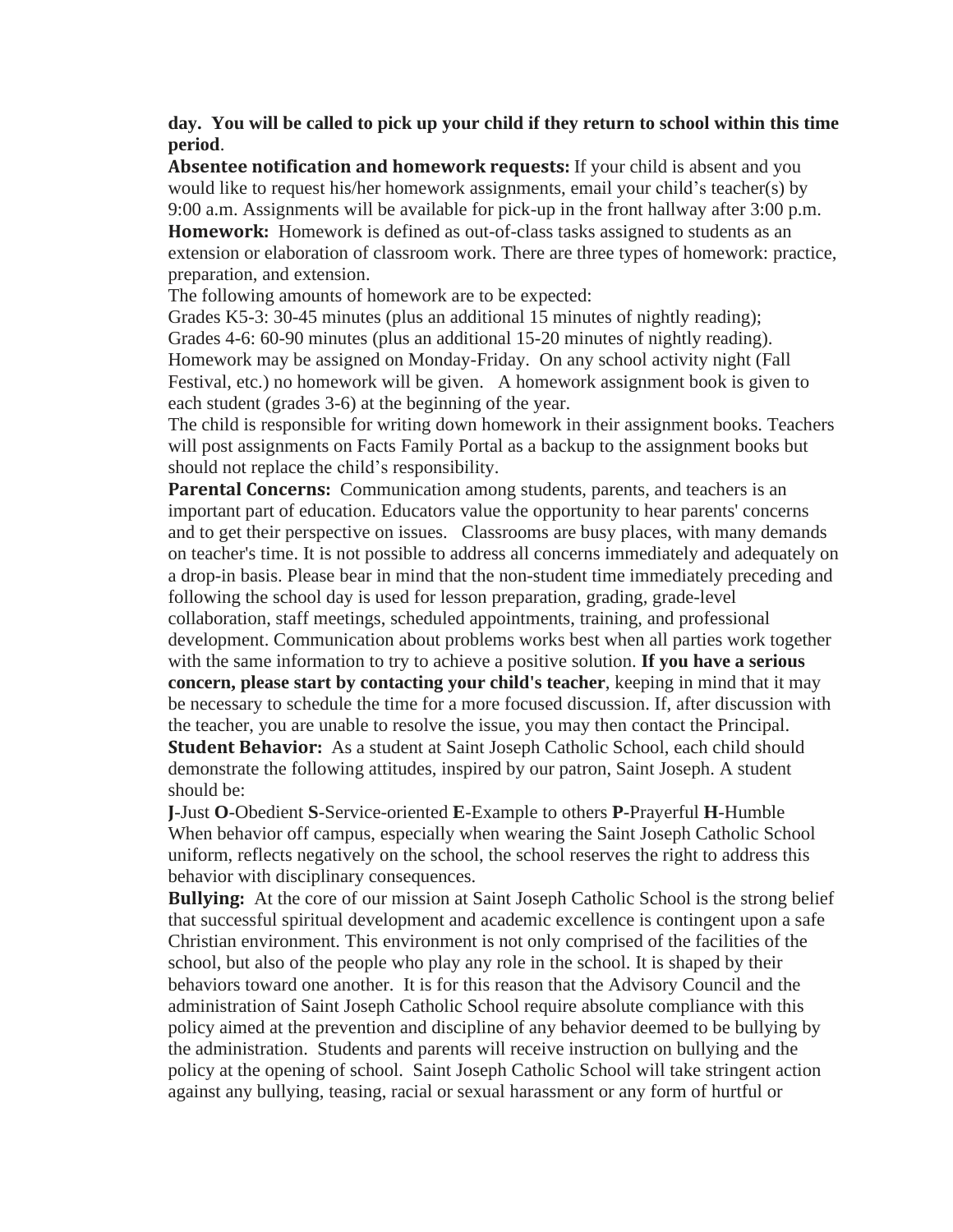**day. You will be called to pick up your child if they return to school within this time period**.

**Absentee notification and homework requests:** If your child is absent and you would like to request his/her homework assignments, email your child's teacher(s) by 9:00 a.m. Assignments will be available for pick-up in the front hallway after 3:00 p.m.

**Homework:** Homework is defined as out-of-class tasks assigned to students as an extension or elaboration of classroom work. There are three types of homework: practice, preparation, and extension.

The following amounts of homework are to be expected:

Grades K5-3: 30-45 minutes (plus an additional 15 minutes of nightly reading);
Grades 4-6: 60-90 minutes (plus an additional 15-20 minutes of nightly reading).
Homework may be assigned on Monday-Friday. On any school activity night (Fall Festival, etc.) no homework will be given. A homework assignment book is given to each student (grades 3-6) at the beginning of the year.

The child is responsible for writing down homework in their assignment books. Teachers will post assignments on Facts Family Portal as a backup to the assignment books but should not replace the child's responsibility.

**Parental Concerns:** Communication among students, parents, and teachers is an important part of education. Educators value the opportunity to hear parents' concerns and to get their perspective on issues. Classrooms are busy places, with many demands on teacher's time. It is not possible to address all concerns immediately and adequately on a drop-in basis. Please bear in mind that the non-student time immediately preceding and following the school day is used for lesson preparation, grading, grade-level collaboration, staff meetings, scheduled appointments, training, and professional development. Communication about problems works best when all parties work together with the same information to try to achieve a positive solution. **If you have a serious concern, please start by contacting your child's teacher**, keeping in mind that it may be necessary to schedule the time for a more focused discussion. If, after discussion with the teacher, you are unable to resolve the issue, you may then contact the Principal.

**Student Behavior:** As a student at Saint Joseph Catholic School, each child should demonstrate the following attitudes, inspired by our patron, Saint Joseph. A student should be:

**J**-Just **O**-Obedient **S**-Service-oriented **E**-Example to others **P**-Prayerful **H**-Humble

When behavior off campus, especially when wearing the Saint Joseph Catholic School uniform, reflects negatively on the school, the school reserves the right to address this behavior with disciplinary consequences.

**Bullying:** At the core of our mission at Saint Joseph Catholic School is the strong belief that successful spiritual development and academic excellence is contingent upon a safe Christian environment. This environment is not only comprised of the facilities of the school, but also of the people who play any role in the school. It is shaped by their behaviors toward one another. It is for this reason that the Advisory Council and the administration of Saint Joseph Catholic School require absolute compliance with this policy aimed at the prevention and discipline of any behavior deemed to be bullying by the administration. Students and parents will receive instruction on bullying and the policy at the opening of school. Saint Joseph Catholic School will take stringent action against any bullying, teasing, racial or sexual harassment or any form of hurtful or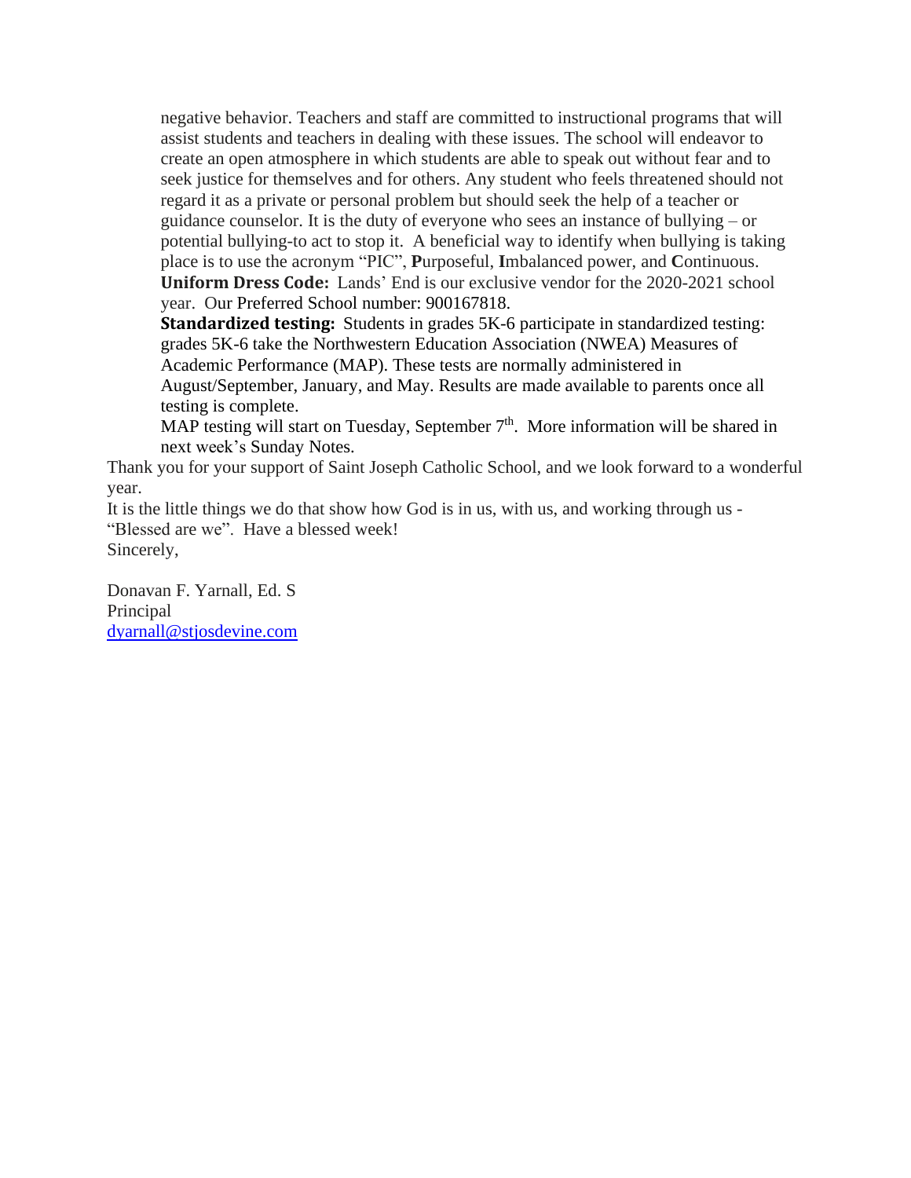negative behavior. Teachers and staff are committed to instructional programs that will assist students and teachers in dealing with these issues. The school will endeavor to create an open atmosphere in which students are able to speak out without fear and to seek justice for themselves and for others. Any student who feels threatened should not regard it as a private or personal problem but should seek the help of a teacher or guidance counselor. It is the duty of everyone who sees an instance of bullying – or potential bullying-to act to stop it. A beneficial way to identify when bullying is taking place is to use the acronym "PIC", **P**urposeful, **I**mbalanced power, and **C**ontinuous.

**Uniform Dress Code:** Lands' End is our exclusive vendor for the 2020-2021 school year. Our Preferred School number: 900167818.

**Standardized testing:** Students in grades 5K-6 participate in standardized testing: grades 5K-6 take the Northwestern Education Association (NWEA) Measures of Academic Performance (MAP). These tests are normally administered in August/September, January, and May. Results are made available to parents once all testing is complete.

MAP testing will start on Tuesday, September 7th. More information will be shared in next week's Sunday Notes.

Thank you for your support of Saint Joseph Catholic School, and we look forward to a wonderful year.

It is the little things we do that show how God is in us, with us, and working through us - "Blessed are we". Have a blessed week!

Sincerely,

Donavan F. Yarnall, Ed. S
Principal
dyarnall@stjosdevine.com